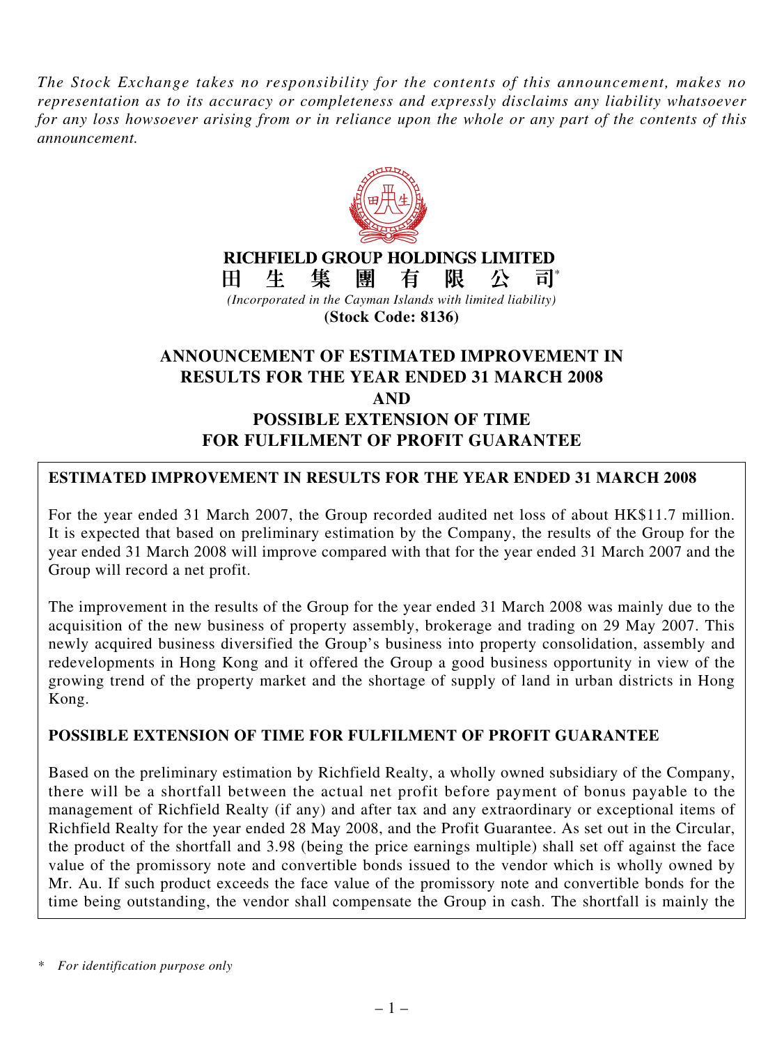*The Stock Exchange takes no responsibility for the contents of this announcement, makes no representation as to its accuracy or completeness and expressly disclaims any liability whatsoever for any loss howsoever arising from or in reliance upon the whole or any part of the contents of this announcement.*

**RICHFIELD GROUP HOLDINGS LIMITED**

**田生集團有限公司***

*(Incorporated in the Cayman Islands with limited liability)*

**(Stock Code: 8136)**

# ANNOUNCEMENT OF ESTIMATED IMPROVEMENT IN RESULTS FOR THE YEAR ENDED 31 MARCH 2008 AND POSSIBLE EXTENSION OF TIME FOR FULFILMENT OF PROFIT GUARANTEE

## ESTIMATED IMPROVEMENT IN RESULTS FOR THE YEAR ENDED 31 MARCH 2008

For the year ended 31 March 2007, the Group recorded audited net loss of about HK$11.7 million. It is expected that based on preliminary estimation by the Company, the results of the Group for the year ended 31 March 2008 will improve compared with that for the year ended 31 March 2007 and the Group will record a net profit.

The improvement in the results of the Group for the year ended 31 March 2008 was mainly due to the acquisition of the new business of property assembly, brokerage and trading on 29 May 2007. This newly acquired business diversified the Group's business into property consolidation, assembly and redevelopments in Hong Kong and it offered the Group a good business opportunity in view of the growing trend of the property market and the shortage of supply of land in urban districts in Hong Kong.

## POSSIBLE EXTENSION OF TIME FOR FULFILMENT OF PROFIT GUARANTEE

Based on the preliminary estimation by Richfield Realty, a wholly owned subsidiary of the Company, there will be a shortfall between the actual net profit before payment of bonus payable to the management of Richfield Realty (if any) and after tax and any extraordinary or exceptional items of Richfield Realty for the year ended 28 May 2008, and the Profit Guarantee. As set out in the Circular, the product of the shortfall and 3.98 (being the price earnings multiple) shall set off against the face value of the promissory note and convertible bonds issued to the vendor which is wholly owned by Mr. Au. If such product exceeds the face value of the promissory note and convertible bonds for the time being outstanding, the vendor shall compensate the Group in cash. The shortfall is mainly the

\* *For identification purpose only*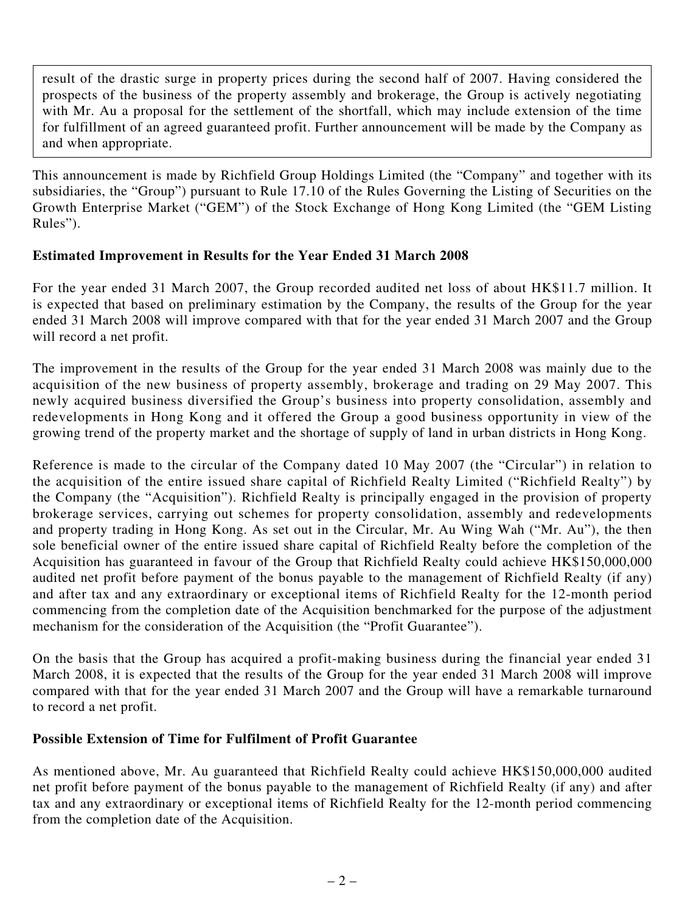result of the drastic surge in property prices during the second half of 2007. Having considered the prospects of the business of the property assembly and brokerage, the Group is actively negotiating with Mr. Au a proposal for the settlement of the shortfall, which may include extension of the time for fulfillment of an agreed guaranteed profit. Further announcement will be made by the Company as and when appropriate.

This announcement is made by Richfield Group Holdings Limited (the "Company" and together with its subsidiaries, the "Group") pursuant to Rule 17.10 of the Rules Governing the Listing of Securities on the Growth Enterprise Market ("GEM") of the Stock Exchange of Hong Kong Limited (the "GEM Listing Rules").

**Estimated Improvement in Results for the Year Ended 31 March 2008**

For the year ended 31 March 2007, the Group recorded audited net loss of about HK$11.7 million. It is expected that based on preliminary estimation by the Company, the results of the Group for the year ended 31 March 2008 will improve compared with that for the year ended 31 March 2007 and the Group will record a net profit.

The improvement in the results of the Group for the year ended 31 March 2008 was mainly due to the acquisition of the new business of property assembly, brokerage and trading on 29 May 2007. This newly acquired business diversified the Group's business into property consolidation, assembly and redevelopments in Hong Kong and it offered the Group a good business opportunity in view of the growing trend of the property market and the shortage of supply of land in urban districts in Hong Kong.

Reference is made to the circular of the Company dated 10 May 2007 (the "Circular") in relation to the acquisition of the entire issued share capital of Richfield Realty Limited ("Richfield Realty") by the Company (the "Acquisition"). Richfield Realty is principally engaged in the provision of property brokerage services, carrying out schemes for property consolidation, assembly and redevelopments and property trading in Hong Kong. As set out in the Circular, Mr. Au Wing Wah ("Mr. Au"), the then sole beneficial owner of the entire issued share capital of Richfield Realty before the completion of the Acquisition has guaranteed in favour of the Group that Richfield Realty could achieve HK$150,000,000 audited net profit before payment of the bonus payable to the management of Richfield Realty (if any) and after tax and any extraordinary or exceptional items of Richfield Realty for the 12-month period commencing from the completion date of the Acquisition benchmarked for the purpose of the adjustment mechanism for the consideration of the Acquisition (the "Profit Guarantee").

On the basis that the Group has acquired a profit-making business during the financial year ended 31 March 2008, it is expected that the results of the Group for the year ended 31 March 2008 will improve compared with that for the year ended 31 March 2007 and the Group will have a remarkable turnaround to record a net profit.

**Possible Extension of Time for Fulfilment of Profit Guarantee**

As mentioned above, Mr. Au guaranteed that Richfield Realty could achieve HK$150,000,000 audited net profit before payment of the bonus payable to the management of Richfield Realty (if any) and after tax and any extraordinary or exceptional items of Richfield Realty for the 12-month period commencing from the completion date of the Acquisition.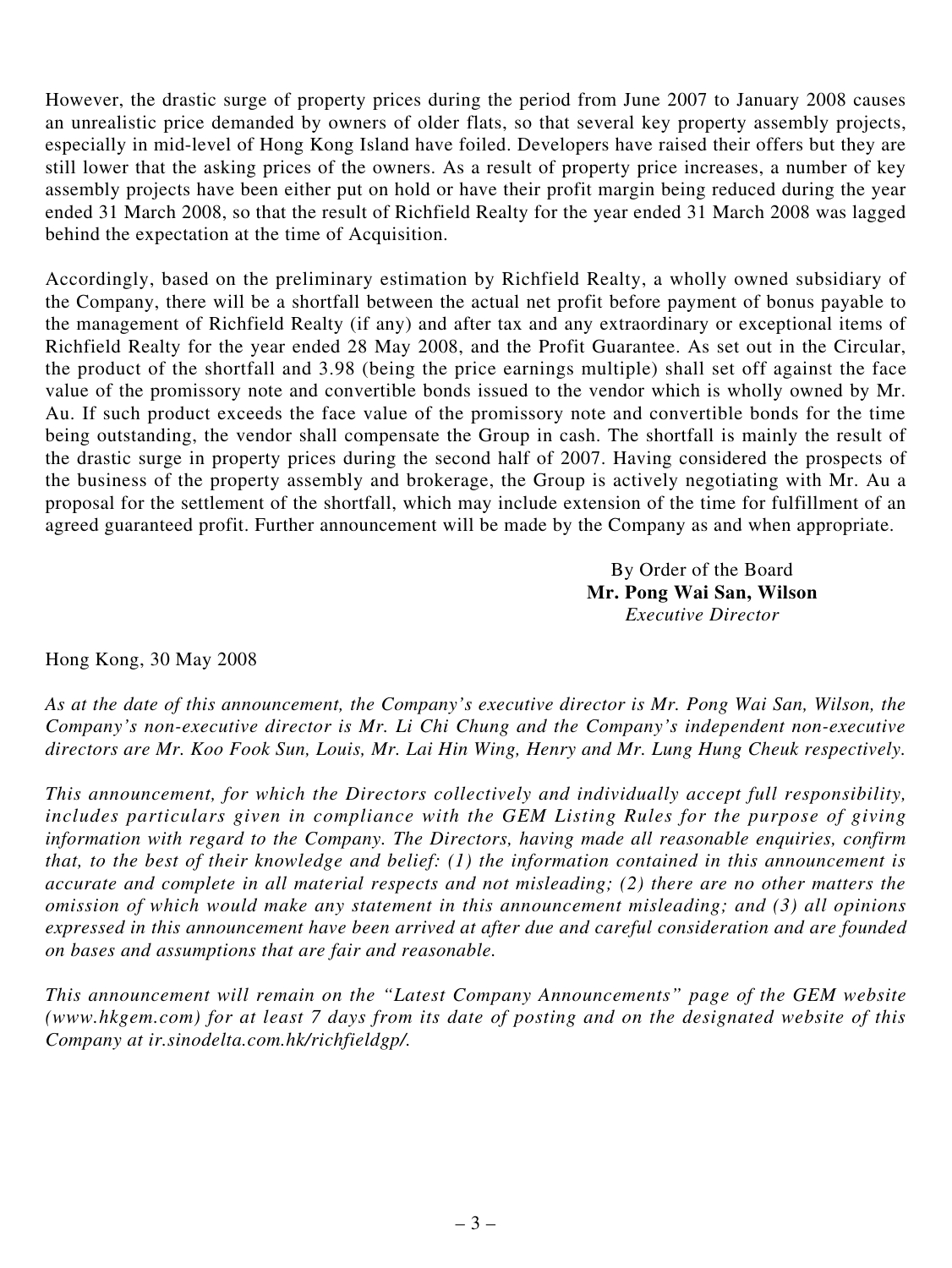However, the drastic surge of property prices during the period from June 2007 to January 2008 causes an unrealistic price demanded by owners of older flats, so that several key property assembly projects, especially in mid-level of Hong Kong Island have foiled. Developers have raised their offers but they are still lower that the asking prices of the owners. As a result of property price increases, a number of key assembly projects have been either put on hold or have their profit margin being reduced during the year ended 31 March 2008, so that the result of Richfield Realty for the year ended 31 March 2008 was lagged behind the expectation at the time of Acquisition.

Accordingly, based on the preliminary estimation by Richfield Realty, a wholly owned subsidiary of the Company, there will be a shortfall between the actual net profit before payment of bonus payable to the management of Richfield Realty (if any) and after tax and any extraordinary or exceptional items of Richfield Realty for the year ended 28 May 2008, and the Profit Guarantee. As set out in the Circular, the product of the shortfall and 3.98 (being the price earnings multiple) shall set off against the face value of the promissory note and convertible bonds issued to the vendor which is wholly owned by Mr. Au. If such product exceeds the face value of the promissory note and convertible bonds for the time being outstanding, the vendor shall compensate the Group in cash. The shortfall is mainly the result of the drastic surge in property prices during the second half of 2007. Having considered the prospects of the business of the property assembly and brokerage, the Group is actively negotiating with Mr. Au a proposal for the settlement of the shortfall, which may include extension of the time for fulfillment of an agreed guaranteed profit. Further announcement will be made by the Company as and when appropriate.

By Order of the Board
**Mr. Pong Wai San, Wilson**
*Executive Director*

Hong Kong, 30 May 2008

*As at the date of this announcement, the Company's executive director is Mr. Pong Wai San, Wilson, the Company's non-executive director is Mr. Li Chi Chung and the Company's independent non-executive directors are Mr. Koo Fook Sun, Louis, Mr. Lai Hin Wing, Henry and Mr. Lung Hung Cheuk respectively.*

*This announcement, for which the Directors collectively and individually accept full responsibility, includes particulars given in compliance with the GEM Listing Rules for the purpose of giving information with regard to the Company. The Directors, having made all reasonable enquiries, confirm that, to the best of their knowledge and belief: (1) the information contained in this announcement is accurate and complete in all material respects and not misleading; (2) there are no other matters the omission of which would make any statement in this announcement misleading; and (3) all opinions expressed in this announcement have been arrived at after due and careful consideration and are founded on bases and assumptions that are fair and reasonable.*

*This announcement will remain on the "Latest Company Announcements" page of the GEM website (www.hkgem.com) for at least 7 days from its date of posting and on the designated website of this Company at ir.sinodelta.com.hk/richfieldgp/.*